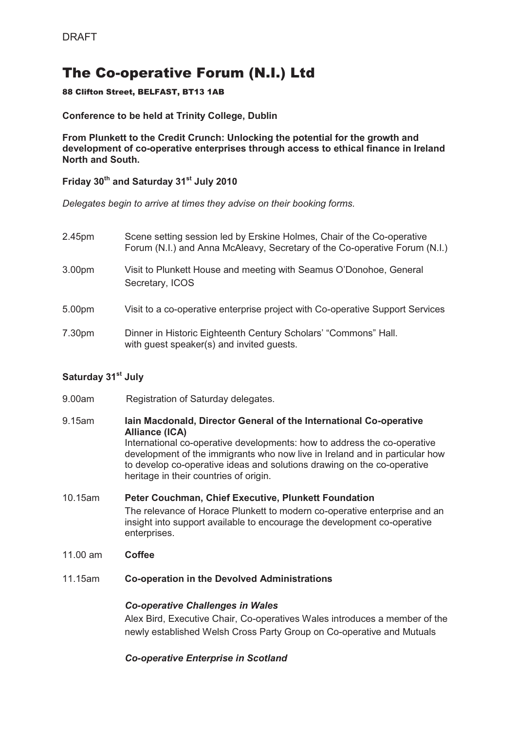DRAFT

# The Co-operative Forum (N.I.) Ltd

**88 Clifton Street, BELFAST, BT13 1AB**

**Conference to be held at Trinity College, Dublin**

**From Plunkett to the Credit Crunch: Unlocking the potential for the growth and development of co-operative enterprises through access to ethical finance in Ireland North and South.**

**Friday 30th and Saturday 31st July 2010**

*Delegates begin to arrive at times they advise on their booking forms.*

2.45pm — Scene setting session led by Erskine Holmes, Chair of the Co-operative Forum (N.I.) and Anna McAleavy, Secretary of the Co-operative Forum (N.I.)

3.00pm — Visit to Plunkett House and meeting with Seamus O'Donohoe, General Secretary, ICOS

5.00pm — Visit to a co-operative enterprise project with Co-operative Support Services

7.30pm — Dinner in Historic Eighteenth Century Scholars' "Commons" Hall. with guest speaker(s) and invited guests.

## Saturday 31st July

9.00am — Registration of Saturday delegates.

9.15am — **Iain Macdonald, Director General of the International Co-operative Alliance (ICA)**
International co-operative developments: how to address the co-operative development of the immigrants who now live in Ireland and in particular how to develop co-operative ideas and solutions drawing on the co-operative heritage in their countries of origin.

10.15am — **Peter Couchman, Chief Executive, Plunkett Foundation**
The relevance of Horace Plunkett to modern co-operative enterprise and an insight into support available to encourage the development co-operative enterprises.

11.00 am — **Coffee**

11.15am — **Co-operation in the Devolved Administrations**

***Co-operative Challenges in Wales***
Alex Bird, Executive Chair, Co-operatives Wales introduces a member of the newly established Welsh Cross Party Group on Co-operative and Mutuals

***Co-operative Enterprise in Scotland***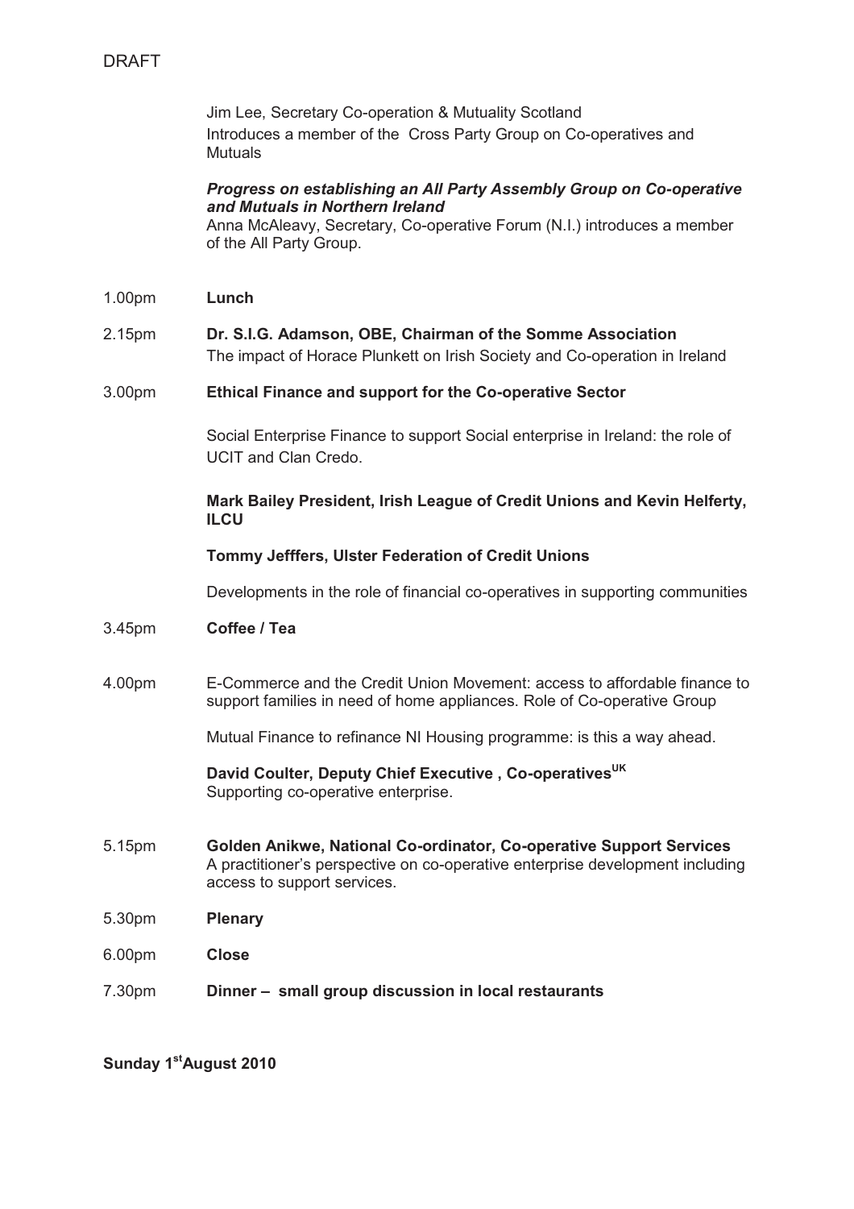DRAFT

Jim Lee, Secretary Co-operation & Mutuality Scotland
Introduces a member of the Cross Party Group on Co-operatives and Mutuals

***Progress on establishing an All Party Assembly Group on Co-operative and Mutuals in Northern Ireland***
Anna McAleavy, Secretary, Co-operative Forum (N.I.) introduces a member of the All Party Group.

1.00pm **Lunch**

2.15pm **Dr. S.I.G. Adamson, OBE, Chairman of the Somme Association**
The impact of Horace Plunkett on Irish Society and Co-operation in Ireland

3.00pm **Ethical Finance and support for the Co-operative Sector**

Social Enterprise Finance to support Social enterprise in Ireland: the role of UCIT and Clan Credo.

**Mark Bailey President, Irish League of Credit Unions and Kevin Helferty, ILCU**

**Tommy Jefffers, Ulster Federation of Credit Unions**

Developments in the role of financial co-operatives in supporting communities

3.45pm **Coffee / Tea**

4.00pm E-Commerce and the Credit Union Movement: access to affordable finance to support families in need of home appliances. Role of Co-operative Group

Mutual Finance to refinance NI Housing programme: is this a way ahead.

**David Coulter, Deputy Chief Executive , Co-operatives$^{UK}$**
Supporting co-operative enterprise.

5.15pm **Golden Anikwe, National Co-ordinator, Co-operative Support Services**
A practitioner's perspective on co-operative enterprise development including access to support services.

5.30pm **Plenary**

6.00pm **Close**

7.30pm **Dinner – small group discussion in local restaurants**

**Sunday 1$^{st}$ August 2010**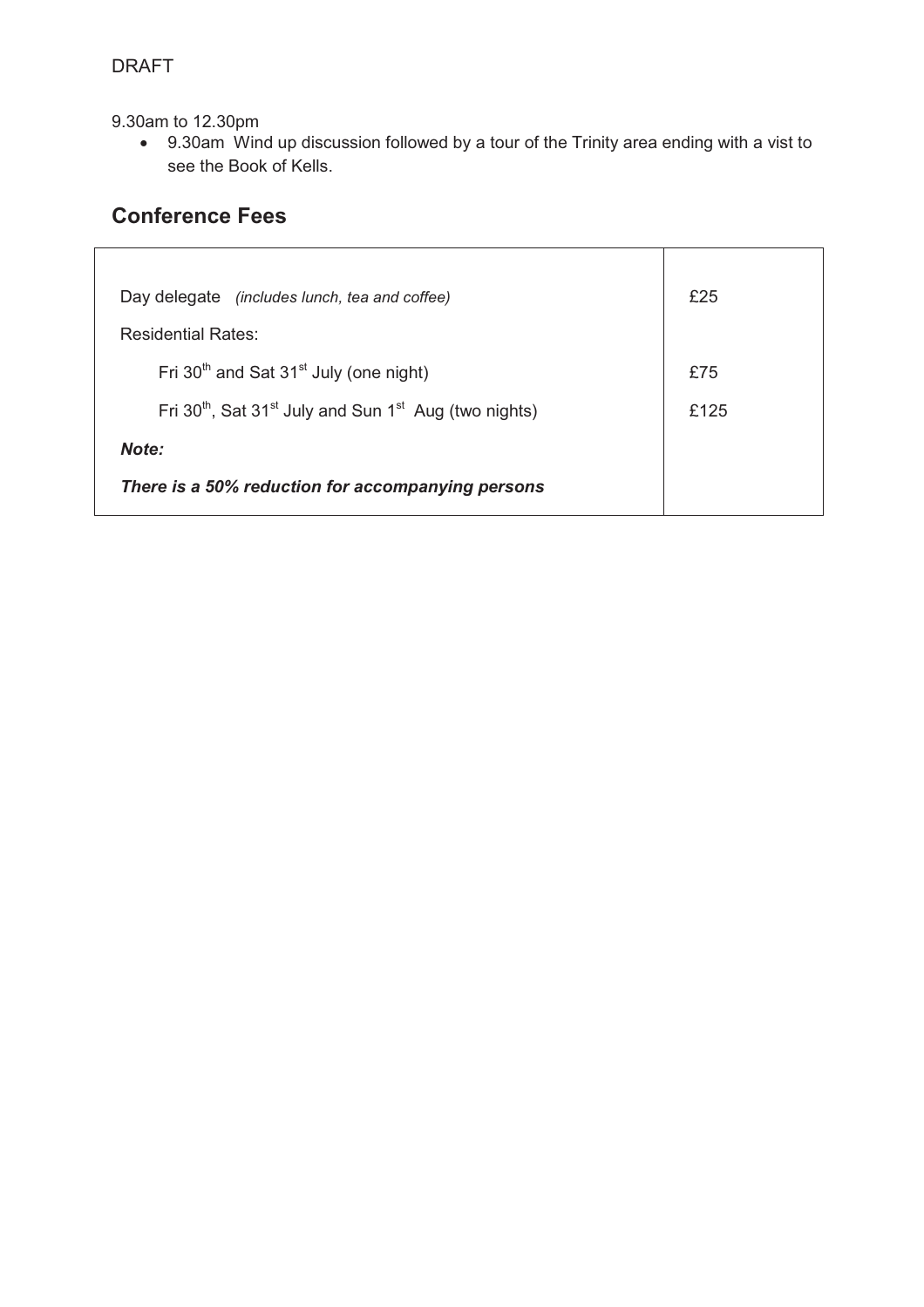DRAFT

9.30am to 12.30pm

- 9.30am Wind up discussion followed by a tour of the Trinity area ending with a vist to see the Book of Kells.

## Conference Fees

| | |
|---|---|
| Day delegate *(includes lunch, tea and coffee)* | £25 |
| Residential Rates: | |
| Fri 30th and Sat 31st July (one night) | £75 |
| Fri 30th, Sat 31st July and Sun 1st Aug (two nights) | £125 |
| ***Note:*** | |
| ***There is a 50% reduction for accompanying persons*** | |